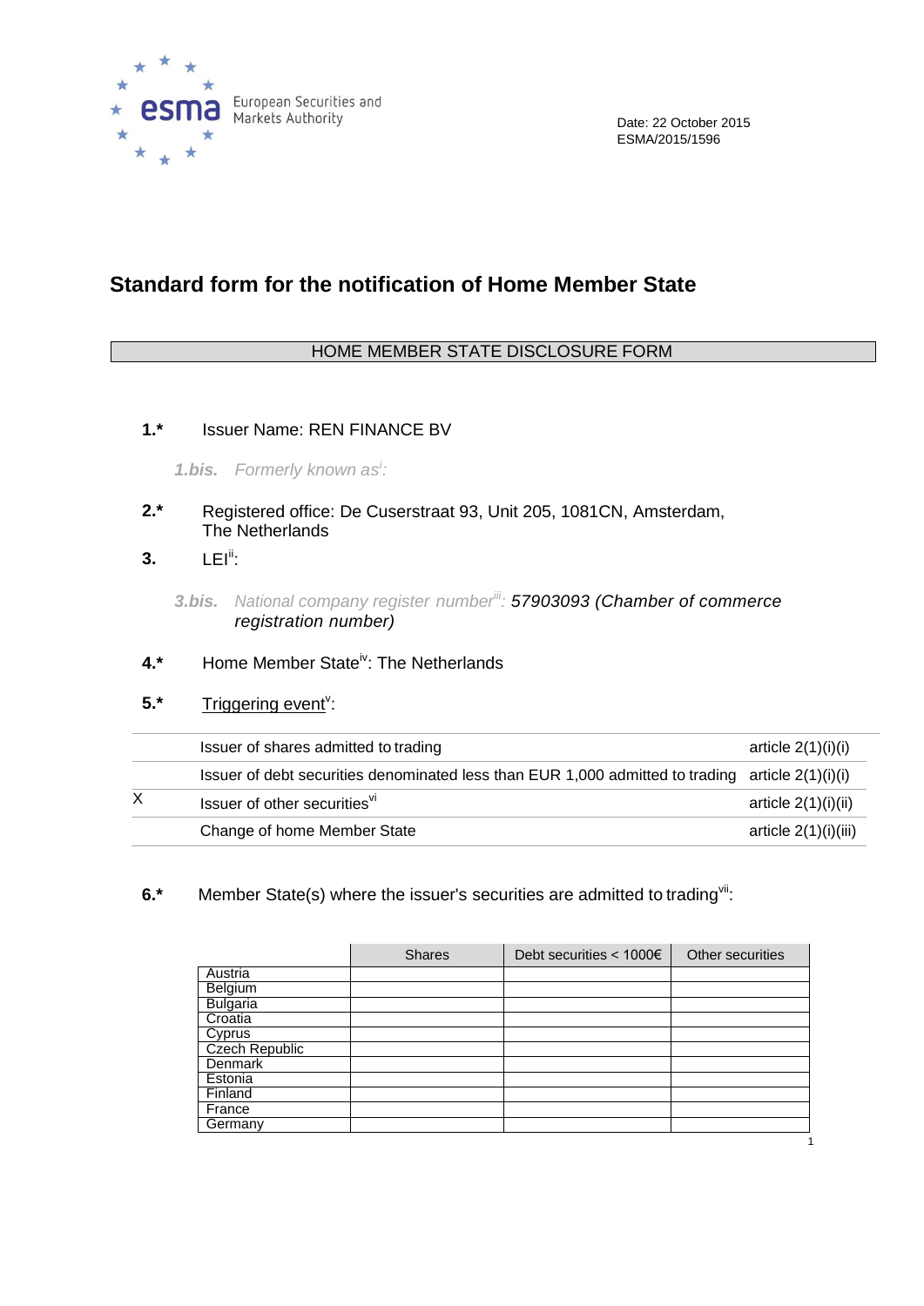European Securities and Markets Authority

Date: 22 October 2015
ESMA/2015/1596

# Standard form for the notification of Home Member State

## HOME MEMBER STATE DISCLOSURE FORM

**1.*** Issuer Name: REN FINANCE BV

*1.bis. Formerly known as[i]:*

**2.*** Registered office: De Cuserstraat 93, Unit 205, 1081CN, Amsterdam, The Netherlands

**3.** LEI[ii]:

*3.bis. National company register number[iii]: 57903093 (Chamber of commerce registration number)*

**4.*** Home Member State[iv]: The Netherlands

**5.*** Triggering event[v]:

| | | |
|---|---|---|
| | Issuer of shares admitted to trading | article 2(1)(i)(i) |
| | Issuer of debt securities denominated less than EUR 1,000 admitted to trading | article 2(1)(i)(i) |
| X | Issuer of other securities[vi] | article 2(1)(i)(ii) |
| | Change of home Member State | article 2(1)(i)(iii) |

**6.*** Member State(s) where the issuer's securities are admitted to trading[vii]:

| | Shares | Debt securities < 1000€ | Other securities |
|---|---|---|---|
| Austria | | | |
| Belgium | | | |
| Bulgaria | | | |
| Croatia | | | |
| Cyprus | | | |
| Czech Republic | | | |
| Denmark | | | |
| Estonia | | | |
| Finland | | | |
| France | | | |
| Germany | | | |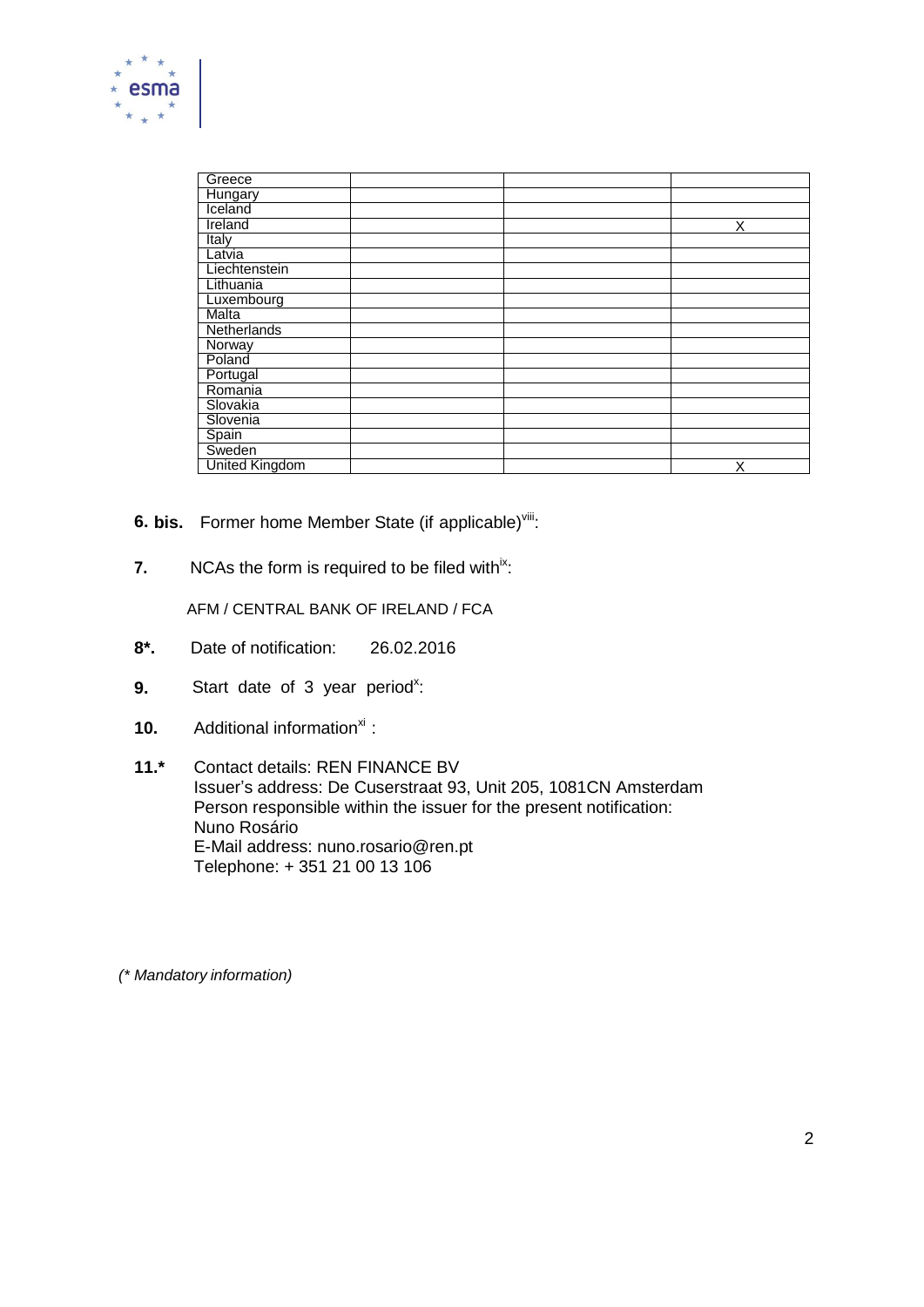| | | | |
|---|---|---|---|
| Greece | | | |
| Hungary | | | |
| Iceland | | | |
| Ireland | | | X |
| Italy | | | |
| Latvia | | | |
| Liechtenstein | | | |
| Lithuania | | | |
| Luxembourg | | | |
| Malta | | | |
| Netherlands | | | |
| Norway | | | |
| Poland | | | |
| Portugal | | | |
| Romania | | | |
| Slovakia | | | |
| Slovenia | | | |
| Spain | | | |
| Sweden | | | |
| United Kingdom | | | X |

**6. bis.** Former home Member State (if applicable)[viii]:

**7.** NCAs the form is required to be filed with[ix]:

AFM / CENTRAL BANK OF IRELAND / FCA

**8*.** Date of notification: 26.02.2016

**9.** Start date of 3 year period[x]:

**10.** Additional information[xi] :

**11.*** Contact details: REN FINANCE BV
Issuer's address: De Cuserstraat 93, Unit 205, 1081CN Amsterdam
Person responsible within the issuer for the present notification:
Nuno Rosário
E-Mail address: nuno.rosario@ren.pt
Telephone: + 351 21 00 13 106

*(* Mandatory information)*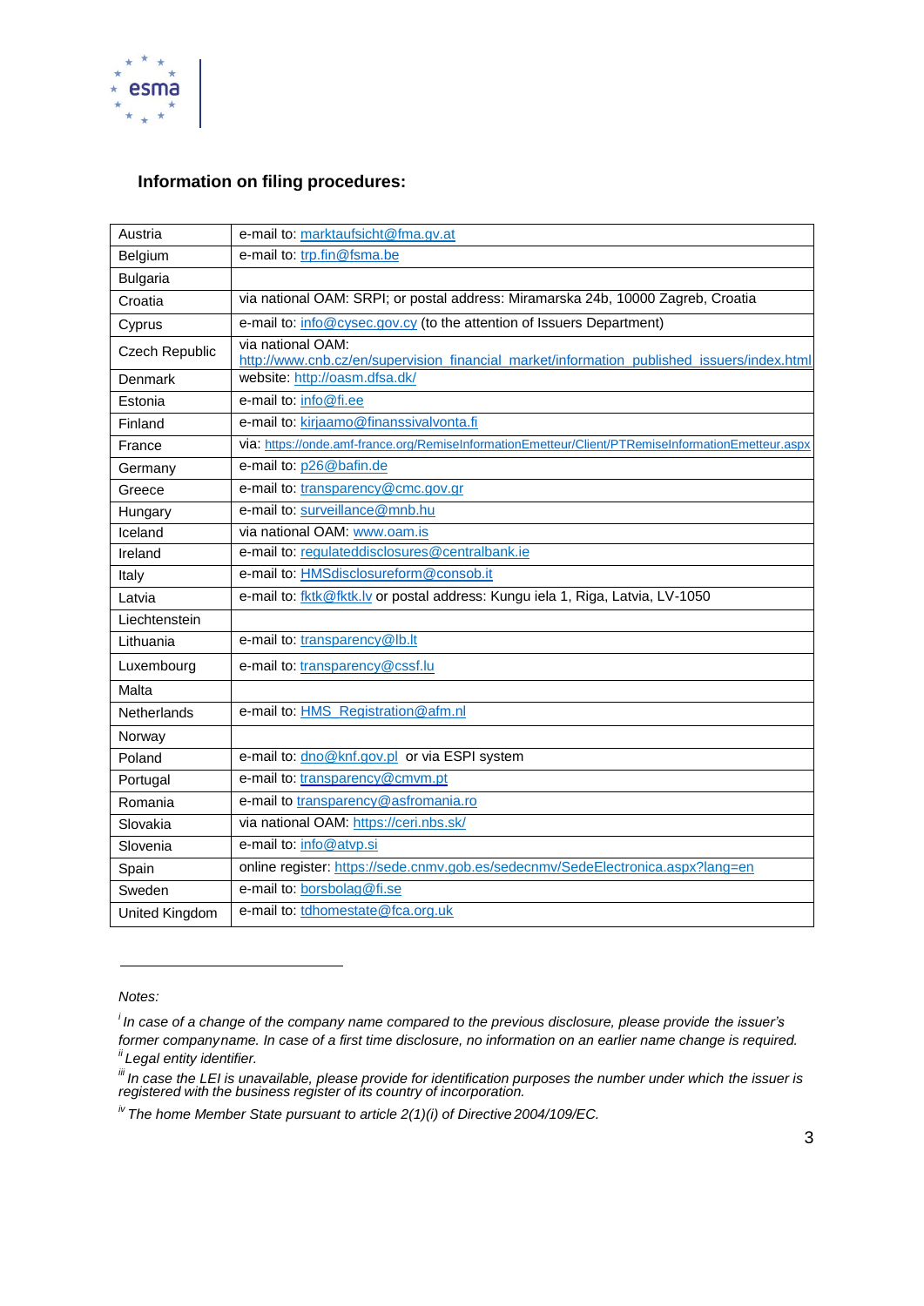## Information on filing procedures:

| | |
|---|---|
| Austria | e-mail to: marktaufsicht@fma.gv.at |
| Belgium | e-mail to: trp.fin@fsma.be |
| Bulgaria | |
| Croatia | via national OAM: SRPI; or postal address: Miramarska 24b, 10000 Zagreb, Croatia |
| Cyprus | e-mail to: info@cysec.gov.cy (to the attention of Issuers Department) |
| Czech Republic | via national OAM: http://www.cnb.cz/en/supervision_financial_market/information_published_issuers/index.html |
| Denmark | website: http://oasm.dfsa.dk/ |
| Estonia | e-mail to: info@fi.ee |
| Finland | e-mail to: kirjaamo@finanssivalvonta.fi |
| France | via: https://onde.amf-france.org/RemiseInformationEmetteur/Client/PTRemiseInformationEmetteur.aspx |
| Germany | e-mail to: p26@bafin.de |
| Greece | e-mail to: transparency@cmc.gov.gr |
| Hungary | e-mail to: surveillance@mnb.hu |
| Iceland | via national OAM: www.oam.is |
| Ireland | e-mail to: regulateddisclosures@centralbank.ie |
| Italy | e-mail to: HMSdisclosureform@consob.it |
| Latvia | e-mail to: fktk@fktk.lv or postal address: Kungu iela 1, Riga, Latvia, LV-1050 |
| Liechtenstein | |
| Lithuania | e-mail to: transparency@lb.lt |
| Luxembourg | e-mail to: transparency@cssf.lu |
| Malta | |
| Netherlands | e-mail to: HMS_Registration@afm.nl |
| Norway | |
| Poland | e-mail to: dno@knf.gov.pl or via ESPI system |
| Portugal | e-mail to: transparency@cmvm.pt |
| Romania | e-mail to transparency@asfromania.ro |
| Slovakia | via national OAM: https://ceri.nbs.sk/ |
| Slovenia | e-mail to: info@atvp.si |
| Spain | online register: https://sede.cnmv.gob.es/sedecnmv/SedeElectronica.aspx?lang=en |
| Sweden | e-mail to: borsbolag@fi.se |
| United Kingdom | e-mail to: tdhomestate@fca.org.uk |

*Notes:*

[i] *In case of a change of the company name compared to the previous disclosure, please provide the issuer's former company name. In case of a first time disclosure, no information on an earlier name change is required.*

[ii] *Legal entity identifier.*

[iii] *In case the LEI is unavailable, please provide for identification purposes the number under which the issuer is registered with the business register of its country of incorporation.*

[iv] *The home Member State pursuant to article 2(1)(i) of Directive 2004/109/EC.*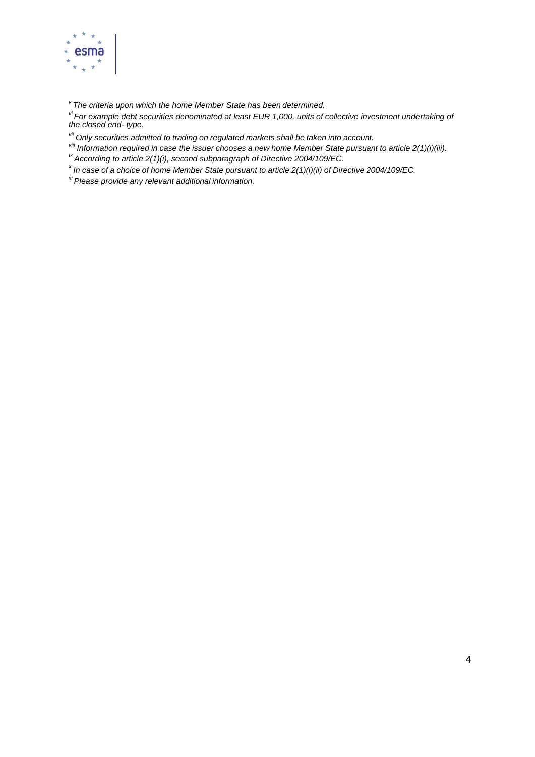[v] *The criteria upon which the home Member State has been determined.*

[vi] *For example debt securities denominated at least EUR 1,000, units of collective investment undertaking of the closed end- type.*

[vii] *Only securities admitted to trading on regulated markets shall be taken into account.*

[viii] *Information required in case the issuer chooses a new home Member State pursuant to article 2(1)(i)(iii).*

[Ix] *According to article 2(1)(i), second subparagraph of Directive 2004/109/EC.*

[x] *In case of a choice of home Member State pursuant to article 2(1)(i)(ii) of Directive 2004/109/EC.*

[xi] *Please provide any relevant additional information.*